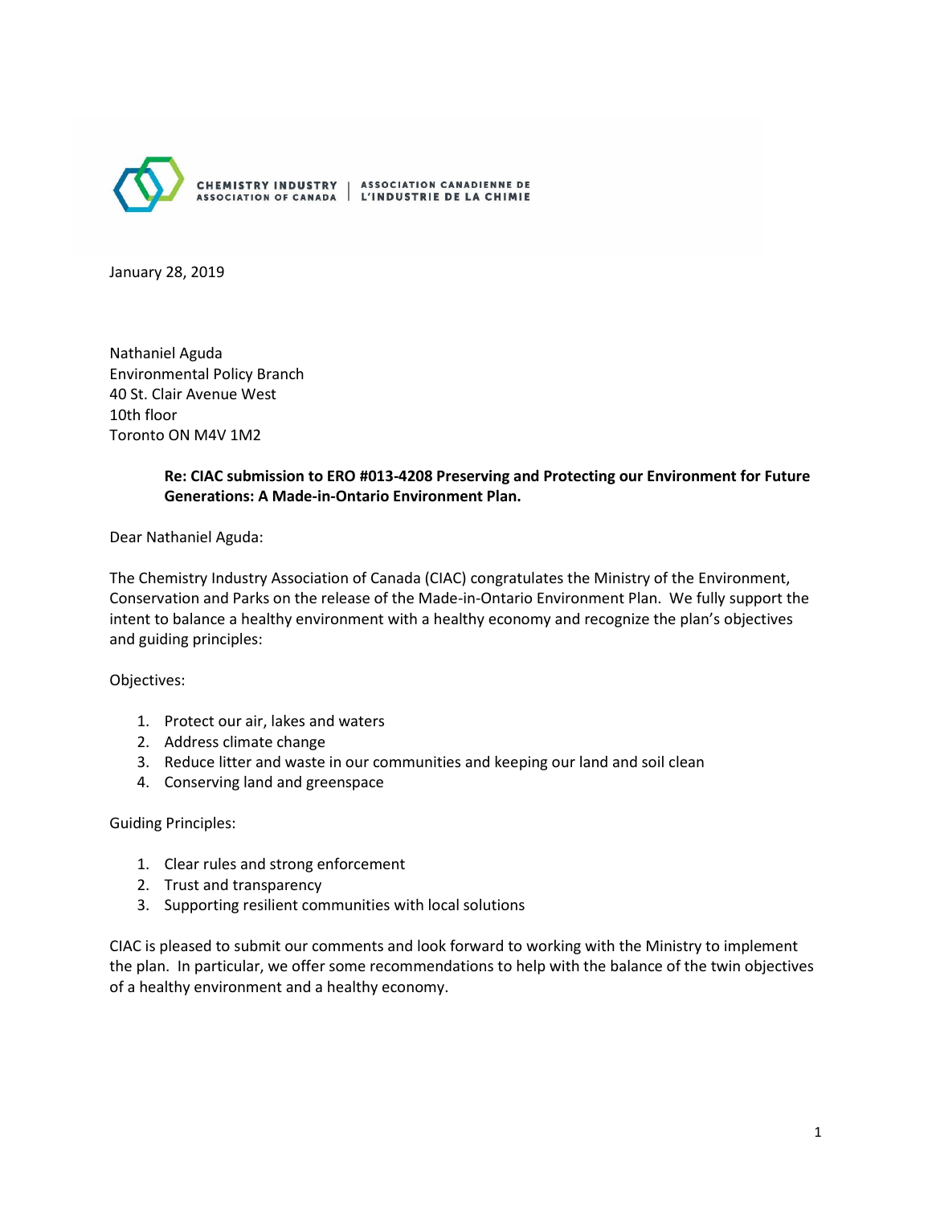CHEMISTRY INDUSTRY ASSOCIATION OF CANADA | ASSOCIATION CANADIENNE DE L'INDUSTRIE DE LA CHIMIE

January 28, 2019

Nathaniel Aguda
Environmental Policy Branch
40 St. Clair Avenue West
10th floor
Toronto ON M4V 1M2

**Re: CIAC submission to ERO #013-4208 Preserving and Protecting our Environment for Future Generations: A Made-in-Ontario Environment Plan.**

Dear Nathaniel Aguda:

The Chemistry Industry Association of Canada (CIAC) congratulates the Ministry of the Environment, Conservation and Parks on the release of the Made-in-Ontario Environment Plan. We fully support the intent to balance a healthy environment with a healthy economy and recognize the plan's objectives and guiding principles:

Objectives:

1. Protect our air, lakes and waters
2. Address climate change
3. Reduce litter and waste in our communities and keeping our land and soil clean
4. Conserving land and greenspace

Guiding Principles:

1. Clear rules and strong enforcement
2. Trust and transparency
3. Supporting resilient communities with local solutions

CIAC is pleased to submit our comments and look forward to working with the Ministry to implement the plan. In particular, we offer some recommendations to help with the balance of the twin objectives of a healthy environment and a healthy economy.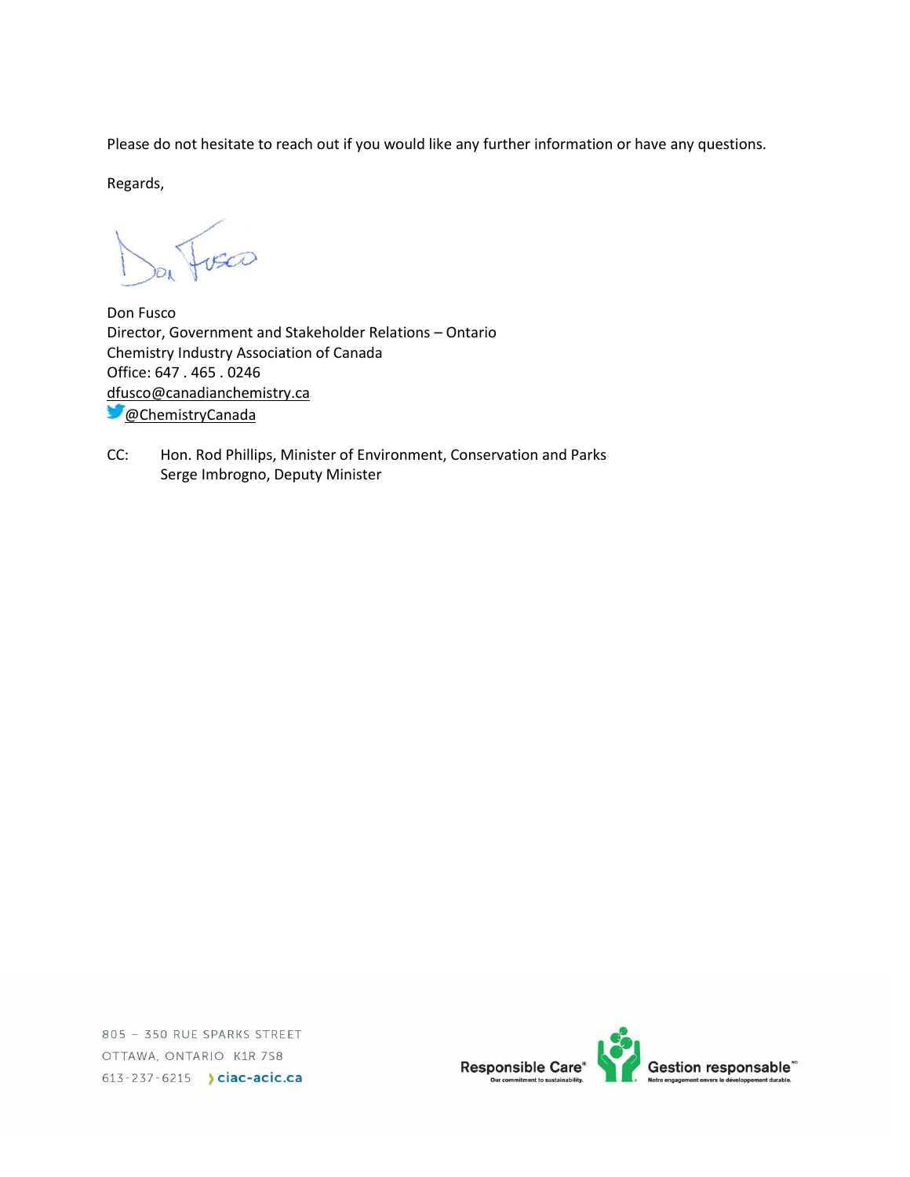Please do not hesitate to reach out if you would like any further information or have any questions.

Regards,

Don Fusco
Director, Government and Stakeholder Relations – Ontario
Chemistry Industry Association of Canada
Office: 647 . 465 . 0246
dfusco@canadianchemistry.ca
@ChemistryCanada

CC: Hon. Rod Phillips, Minister of Environment, Conservation and Parks
Serge Imbrogno, Deputy Minister

805 – 350 RUE SPARKS STREET
OTTAWA, ONTARIO K1R 7S8
613-237-6215 ciac-acic.ca

Responsible Care® Our commitment to sustainability. Gestion responsable[MD] Notre engagement envers le développement durable.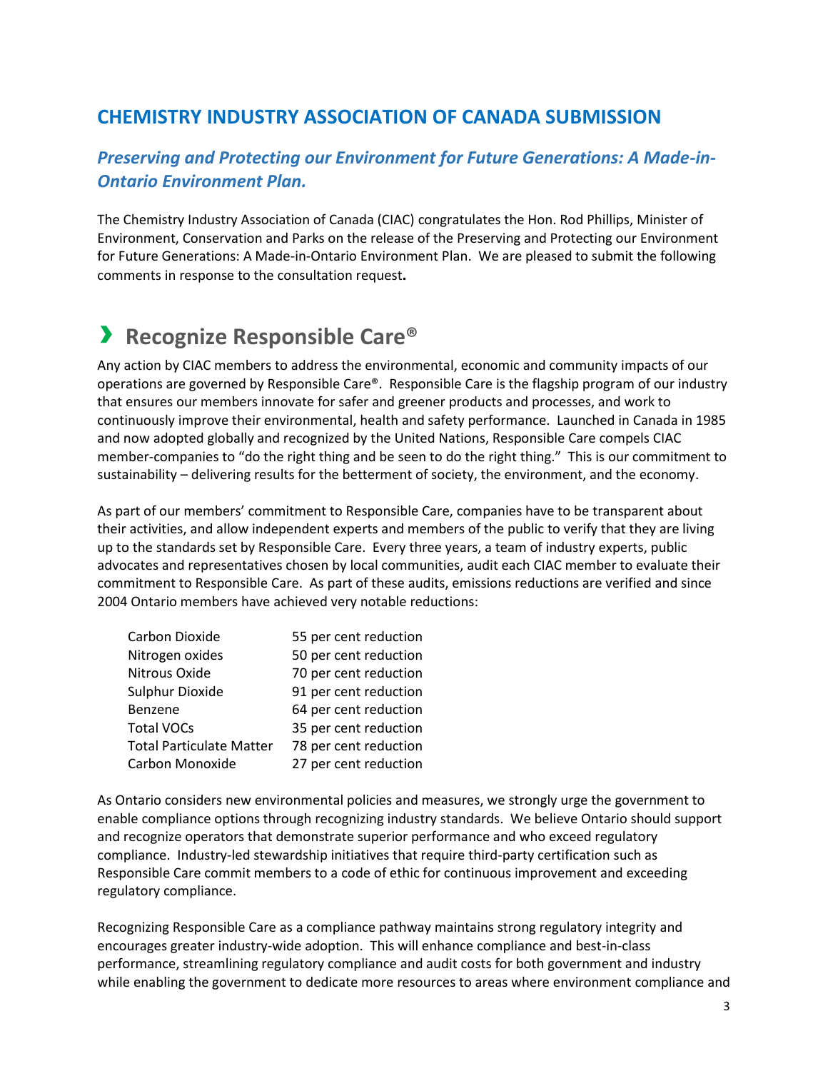## CHEMISTRY INDUSTRY ASSOCIATION OF CANADA SUBMISSION

### *Preserving and Protecting our Environment for Future Generations: A Made-in-Ontario Environment Plan.*

The Chemistry Industry Association of Canada (CIAC) congratulates the Hon. Rod Phillips, Minister of Environment, Conservation and Parks on the release of the Preserving and Protecting our Environment for Future Generations: A Made-in-Ontario Environment Plan. We are pleased to submit the following comments in response to the consultation request**.**

## › Recognize Responsible Care®

Any action by CIAC members to address the environmental, economic and community impacts of our operations are governed by Responsible Care®. Responsible Care is the flagship program of our industry that ensures our members innovate for safer and greener products and processes, and work to continuously improve their environmental, health and safety performance. Launched in Canada in 1985 and now adopted globally and recognized by the United Nations, Responsible Care compels CIAC member-companies to "do the right thing and be seen to do the right thing." This is our commitment to sustainability – delivering results for the betterment of society, the environment, and the economy.

As part of our members' commitment to Responsible Care, companies have to be transparent about their activities, and allow independent experts and members of the public to verify that they are living up to the standards set by Responsible Care. Every three years, a team of industry experts, public advocates and representatives chosen by local communities, audit each CIAC member to evaluate their commitment to Responsible Care. As part of these audits, emissions reductions are verified and since 2004 Ontario members have achieved very notable reductions:

| | |
|---|---|
| Carbon Dioxide | 55 per cent reduction |
| Nitrogen oxides | 50 per cent reduction |
| Nitrous Oxide | 70 per cent reduction |
| Sulphur Dioxide | 91 per cent reduction |
| Benzene | 64 per cent reduction |
| Total VOCs | 35 per cent reduction |
| Total Particulate Matter | 78 per cent reduction |
| Carbon Monoxide | 27 per cent reduction |

As Ontario considers new environmental policies and measures, we strongly urge the government to enable compliance options through recognizing industry standards. We believe Ontario should support and recognize operators that demonstrate superior performance and who exceed regulatory compliance. Industry-led stewardship initiatives that require third-party certification such as Responsible Care commit members to a code of ethic for continuous improvement and exceeding regulatory compliance.

Recognizing Responsible Care as a compliance pathway maintains strong regulatory integrity and encourages greater industry-wide adoption. This will enhance compliance and best-in-class performance, streamlining regulatory compliance and audit costs for both government and industry while enabling the government to dedicate more resources to areas where environment compliance and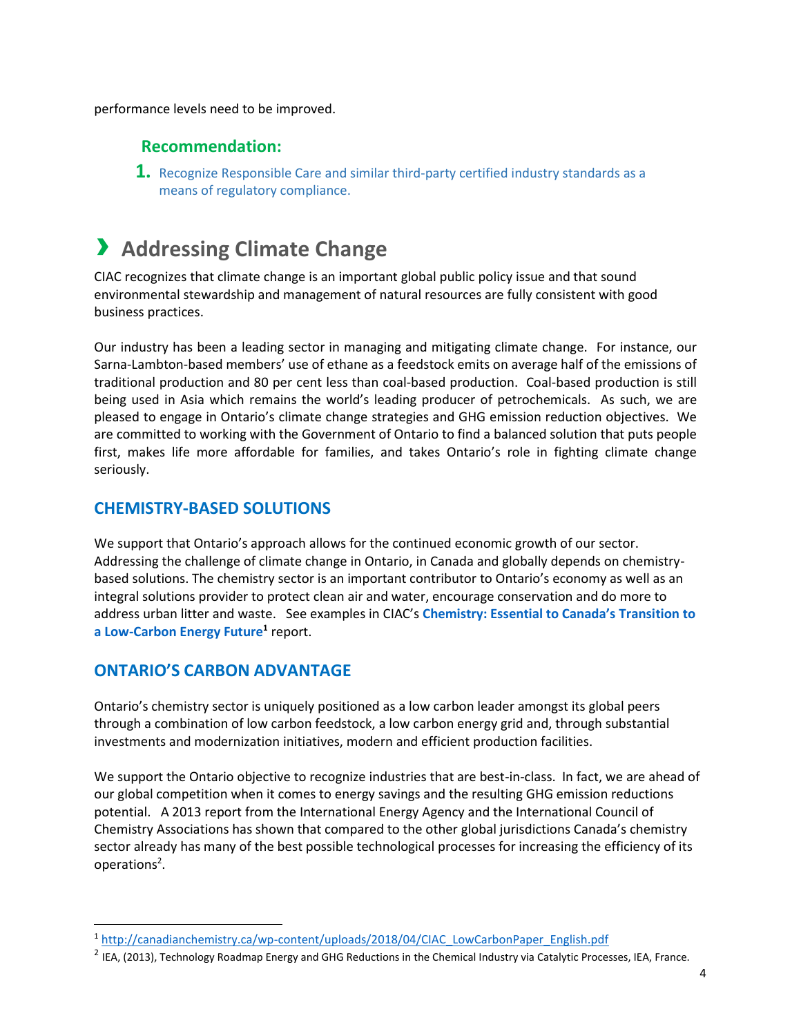performance levels need to be improved.

### Recommendation:

1. Recognize Responsible Care and similar third-party certified industry standards as a means of regulatory compliance.

## › Addressing Climate Change

CIAC recognizes that climate change is an important global public policy issue and that sound environmental stewardship and management of natural resources are fully consistent with good business practices.

Our industry has been a leading sector in managing and mitigating climate change. For instance, our Sarna-Lambton-based members' use of ethane as a feedstock emits on average half of the emissions of traditional production and 80 per cent less than coal-based production. Coal-based production is still being used in Asia which remains the world's leading producer of petrochemicals. As such, we are pleased to engage in Ontario's climate change strategies and GHG emission reduction objectives. We are committed to working with the Government of Ontario to find a balanced solution that puts people first, makes life more affordable for families, and takes Ontario's role in fighting climate change seriously.

### CHEMISTRY-BASED SOLUTIONS

We support that Ontario's approach allows for the continued economic growth of our sector. Addressing the challenge of climate change in Ontario, in Canada and globally depends on chemistry-based solutions. The chemistry sector is an important contributor to Ontario's economy as well as an integral solutions provider to protect clean air and water, encourage conservation and do more to address urban litter and waste. See examples in CIAC's **Chemistry: Essential to Canada's Transition to a Low-Carbon Energy Future**[1] report.

### ONTARIO'S CARBON ADVANTAGE

Ontario's chemistry sector is uniquely positioned as a low carbon leader amongst its global peers through a combination of low carbon feedstock, a low carbon energy grid and, through substantial investments and modernization initiatives, modern and efficient production facilities.

We support the Ontario objective to recognize industries that are best-in-class. In fact, we are ahead of our global competition when it comes to energy savings and the resulting GHG emission reductions potential. A 2013 report from the International Energy Agency and the International Council of Chemistry Associations has shown that compared to the other global jurisdictions Canada's chemistry sector already has many of the best possible technological processes for increasing the efficiency of its operations[2].

---

[1] http://canadianchemistry.ca/wp-content/uploads/2018/04/CIAC_LowCarbonPaper_English.pdf

[2] IEA, (2013), Technology Roadmap Energy and GHG Reductions in the Chemical Industry via Catalytic Processes, IEA, France.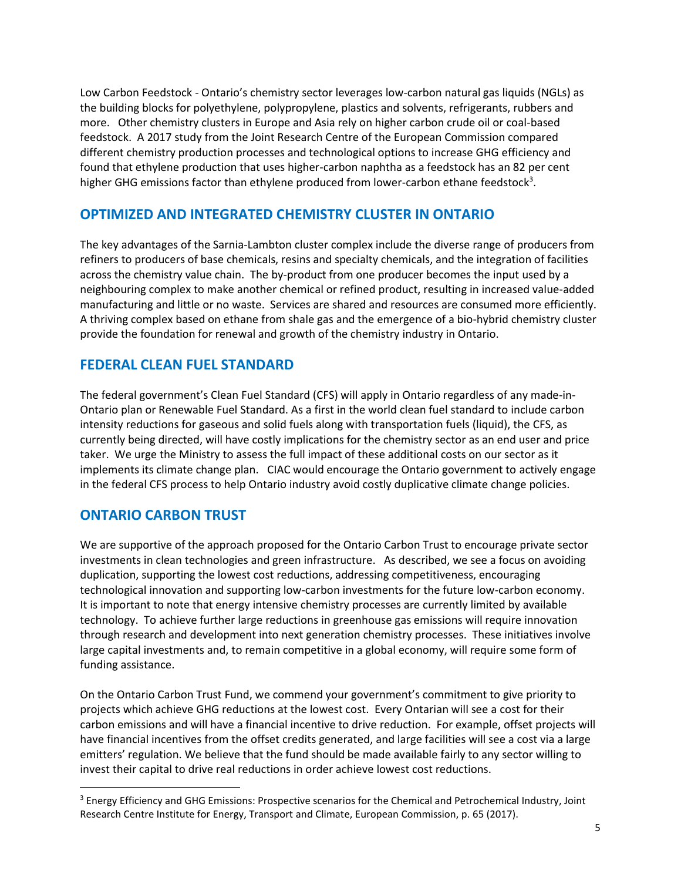Low Carbon Feedstock - Ontario's chemistry sector leverages low-carbon natural gas liquids (NGLs) as the building blocks for polyethylene, polypropylene, plastics and solvents, refrigerants, rubbers and more. Other chemistry clusters in Europe and Asia rely on higher carbon crude oil or coal-based feedstock. A 2017 study from the Joint Research Centre of the European Commission compared different chemistry production processes and technological options to increase GHG efficiency and found that ethylene production that uses higher-carbon naphtha as a feedstock has an 82 per cent higher GHG emissions factor than ethylene produced from lower-carbon ethane feedstock[3].

## OPTIMIZED AND INTEGRATED CHEMISTRY CLUSTER IN ONTARIO

The key advantages of the Sarnia-Lambton cluster complex include the diverse range of producers from refiners to producers of base chemicals, resins and specialty chemicals, and the integration of facilities across the chemistry value chain. The by-product from one producer becomes the input used by a neighbouring complex to make another chemical or refined product, resulting in increased value-added manufacturing and little or no waste. Services are shared and resources are consumed more efficiently. A thriving complex based on ethane from shale gas and the emergence of a bio-hybrid chemistry cluster provide the foundation for renewal and growth of the chemistry industry in Ontario.

## FEDERAL CLEAN FUEL STANDARD

The federal government's Clean Fuel Standard (CFS) will apply in Ontario regardless of any made-in-Ontario plan or Renewable Fuel Standard. As a first in the world clean fuel standard to include carbon intensity reductions for gaseous and solid fuels along with transportation fuels (liquid), the CFS, as currently being directed, will have costly implications for the chemistry sector as an end user and price taker. We urge the Ministry to assess the full impact of these additional costs on our sector as it implements its climate change plan. CIAC would encourage the Ontario government to actively engage in the federal CFS process to help Ontario industry avoid costly duplicative climate change policies.

## ONTARIO CARBON TRUST

We are supportive of the approach proposed for the Ontario Carbon Trust to encourage private sector investments in clean technologies and green infrastructure. As described, we see a focus on avoiding duplication, supporting the lowest cost reductions, addressing competitiveness, encouraging technological innovation and supporting low-carbon investments for the future low-carbon economy. It is important to note that energy intensive chemistry processes are currently limited by available technology. To achieve further large reductions in greenhouse gas emissions will require innovation through research and development into next generation chemistry processes. These initiatives involve large capital investments and, to remain competitive in a global economy, will require some form of funding assistance.

On the Ontario Carbon Trust Fund, we commend your government's commitment to give priority to projects which achieve GHG reductions at the lowest cost. Every Ontarian will see a cost for their carbon emissions and will have a financial incentive to drive reduction. For example, offset projects will have financial incentives from the offset credits generated, and large facilities will see a cost via a large emitters' regulation. We believe that the fund should be made available fairly to any sector willing to invest their capital to drive real reductions in order achieve lowest cost reductions.

---

[3] Energy Efficiency and GHG Emissions: Prospective scenarios for the Chemical and Petrochemical Industry, Joint Research Centre Institute for Energy, Transport and Climate, European Commission, p. 65 (2017).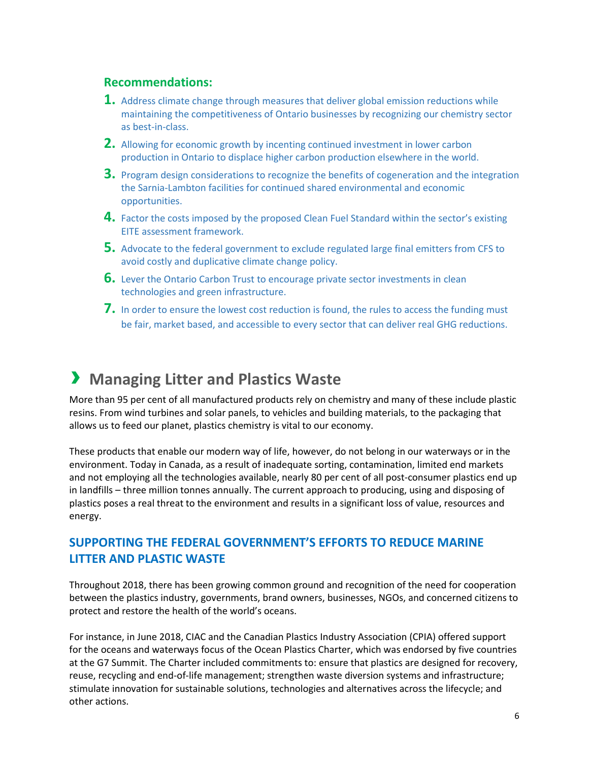**Recommendations:**

1. Address climate change through measures that deliver global emission reductions while maintaining the competitiveness of Ontario businesses by recognizing our chemistry sector as best-in-class.
2. Allowing for economic growth by incenting continued investment in lower carbon production in Ontario to displace higher carbon production elsewhere in the world.
3. Program design considerations to recognize the benefits of cogeneration and the integration the Sarnia-Lambton facilities for continued shared environmental and economic opportunities.
4. Factor the costs imposed by the proposed Clean Fuel Standard within the sector's existing EITE assessment framework.
5. Advocate to the federal government to exclude regulated large final emitters from CFS to avoid costly and duplicative climate change policy.
6. Lever the Ontario Carbon Trust to encourage private sector investments in clean technologies and green infrastructure.
7. In order to ensure the lowest cost reduction is found, the rules to access the funding must be fair, market based, and accessible to every sector that can deliver real GHG reductions.

## Managing Litter and Plastics Waste

More than 95 per cent of all manufactured products rely on chemistry and many of these include plastic resins. From wind turbines and solar panels, to vehicles and building materials, to the packaging that allows us to feed our planet, plastics chemistry is vital to our economy.

These products that enable our modern way of life, however, do not belong in our waterways or in the environment. Today in Canada, as a result of inadequate sorting, contamination, limited end markets and not employing all the technologies available, nearly 80 per cent of all post-consumer plastics end up in landfills – three million tonnes annually. The current approach to producing, using and disposing of plastics poses a real threat to the environment and results in a significant loss of value, resources and energy.

### SUPPORTING THE FEDERAL GOVERNMENT'S EFFORTS TO REDUCE MARINE LITTER AND PLASTIC WASTE

Throughout 2018, there has been growing common ground and recognition of the need for cooperation between the plastics industry, governments, brand owners, businesses, NGOs, and concerned citizens to protect and restore the health of the world's oceans.

For instance, in June 2018, CIAC and the Canadian Plastics Industry Association (CPIA) offered support for the oceans and waterways focus of the Ocean Plastics Charter, which was endorsed by five countries at the G7 Summit. The Charter included commitments to: ensure that plastics are designed for recovery, reuse, recycling and end-of-life management; strengthen waste diversion systems and infrastructure; stimulate innovation for sustainable solutions, technologies and alternatives across the lifecycle; and other actions.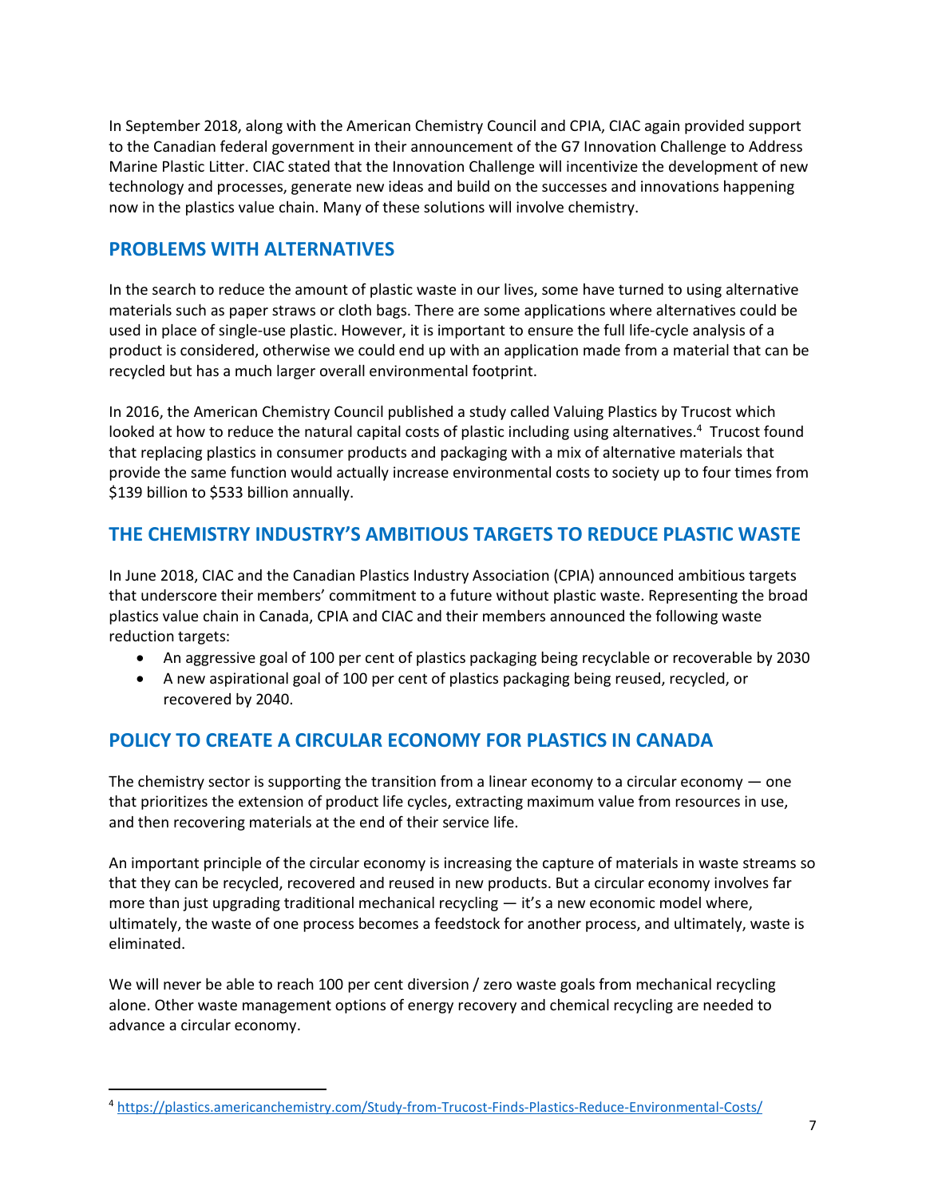In September 2018, along with the American Chemistry Council and CPIA, CIAC again provided support to the Canadian federal government in their announcement of the G7 Innovation Challenge to Address Marine Plastic Litter. CIAC stated that the Innovation Challenge will incentivize the development of new technology and processes, generate new ideas and build on the successes and innovations happening now in the plastics value chain. Many of these solutions will involve chemistry.

## PROBLEMS WITH ALTERNATIVES

In the search to reduce the amount of plastic waste in our lives, some have turned to using alternative materials such as paper straws or cloth bags. There are some applications where alternatives could be used in place of single-use plastic. However, it is important to ensure the full life-cycle analysis of a product is considered, otherwise we could end up with an application made from a material that can be recycled but has a much larger overall environmental footprint.

In 2016, the American Chemistry Council published a study called Valuing Plastics by Trucost which looked at how to reduce the natural capital costs of plastic including using alternatives.[4] Trucost found that replacing plastics in consumer products and packaging with a mix of alternative materials that provide the same function would actually increase environmental costs to society up to four times from $139 billion to $533 billion annually.

## THE CHEMISTRY INDUSTRY'S AMBITIOUS TARGETS TO REDUCE PLASTIC WASTE

In June 2018, CIAC and the Canadian Plastics Industry Association (CPIA) announced ambitious targets that underscore their members' commitment to a future without plastic waste. Representing the broad plastics value chain in Canada, CPIA and CIAC and their members announced the following waste reduction targets:

- An aggressive goal of 100 per cent of plastics packaging being recyclable or recoverable by 2030
- A new aspirational goal of 100 per cent of plastics packaging being reused, recycled, or recovered by 2040.

## POLICY TO CREATE A CIRCULAR ECONOMY FOR PLASTICS IN CANADA

The chemistry sector is supporting the transition from a linear economy to a circular economy — one that prioritizes the extension of product life cycles, extracting maximum value from resources in use, and then recovering materials at the end of their service life.

An important principle of the circular economy is increasing the capture of materials in waste streams so that they can be recycled, recovered and reused in new products. But a circular economy involves far more than just upgrading traditional mechanical recycling — it's a new economic model where, ultimately, the waste of one process becomes a feedstock for another process, and ultimately, waste is eliminated.

We will never be able to reach 100 per cent diversion / zero waste goals from mechanical recycling alone. Other waste management options of energy recovery and chemical recycling are needed to advance a circular economy.

---

[4] https://plastics.americanchemistry.com/Study-from-Trucost-Finds-Plastics-Reduce-Environmental-Costs/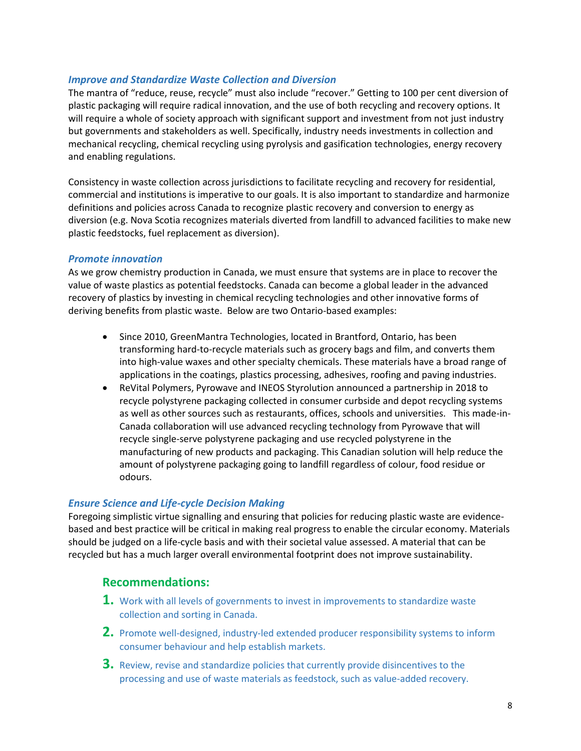### *Improve and Standardize Waste Collection and Diversion*

The mantra of "reduce, reuse, recycle" must also include "recover." Getting to 100 per cent diversion of plastic packaging will require radical innovation, and the use of both recycling and recovery options. It will require a whole of society approach with significant support and investment from not just industry but governments and stakeholders as well. Specifically, industry needs investments in collection and mechanical recycling, chemical recycling using pyrolysis and gasification technologies, energy recovery and enabling regulations.

Consistency in waste collection across jurisdictions to facilitate recycling and recovery for residential, commercial and institutions is imperative to our goals. It is also important to standardize and harmonize definitions and policies across Canada to recognize plastic recovery and conversion to energy as diversion (e.g. Nova Scotia recognizes materials diverted from landfill to advanced facilities to make new plastic feedstocks, fuel replacement as diversion).

### *Promote innovation*

As we grow chemistry production in Canada, we must ensure that systems are in place to recover the value of waste plastics as potential feedstocks. Canada can become a global leader in the advanced recovery of plastics by investing in chemical recycling technologies and other innovative forms of deriving benefits from plastic waste. Below are two Ontario-based examples:

- Since 2010, GreenMantra Technologies, located in Brantford, Ontario, has been transforming hard-to-recycle materials such as grocery bags and film, and converts them into high-value waxes and other specialty chemicals. These materials have a broad range of applications in the coatings, plastics processing, adhesives, roofing and paving industries.
- ReVital Polymers, Pyrowave and INEOS Styrolution announced a partnership in 2018 to recycle polystyrene packaging collected in consumer curbside and depot recycling systems as well as other sources such as restaurants, offices, schools and universities. This made-in-Canada collaboration will use advanced recycling technology from Pyrowave that will recycle single-serve polystyrene packaging and use recycled polystyrene in the manufacturing of new products and packaging. This Canadian solution will help reduce the amount of polystyrene packaging going to landfill regardless of colour, food residue or odours.

### *Ensure Science and Life-cycle Decision Making*

Foregoing simplistic virtue signalling and ensuring that policies for reducing plastic waste are evidence-based and best practice will be critical in making real progress to enable the circular economy. Materials should be judged on a life-cycle basis and with their societal value assessed. A material that can be recycled but has a much larger overall environmental footprint does not improve sustainability.

## Recommendations:

1. Work with all levels of governments to invest in improvements to standardize waste collection and sorting in Canada.
2. Promote well-designed, industry-led extended producer responsibility systems to inform consumer behaviour and help establish markets.
3. Review, revise and standardize policies that currently provide disincentives to the processing and use of waste materials as feedstock, such as value-added recovery.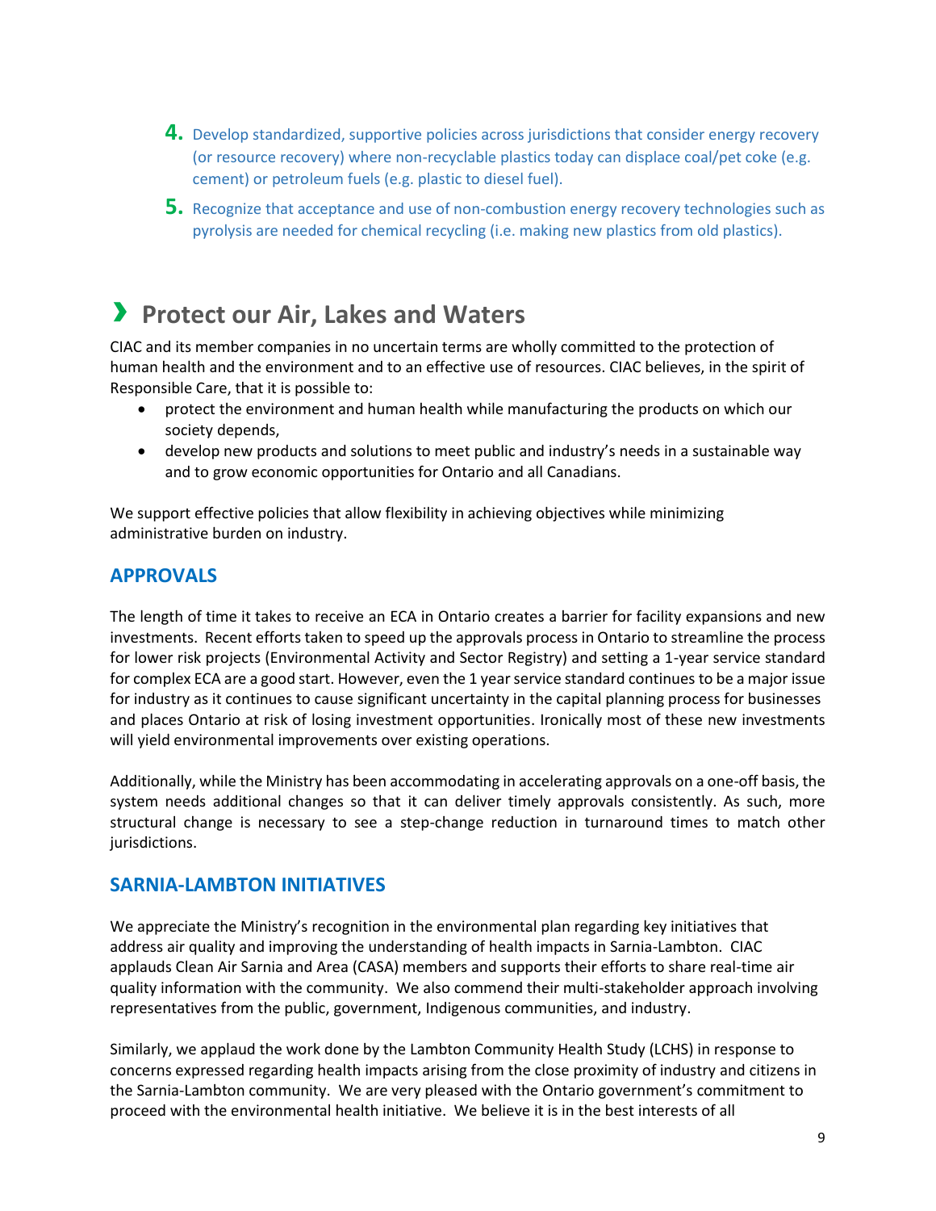4. Develop standardized, supportive policies across jurisdictions that consider energy recovery (or resource recovery) where non-recyclable plastics today can displace coal/pet coke (e.g. cement) or petroleum fuels (e.g. plastic to diesel fuel).
5. Recognize that acceptance and use of non-combustion energy recovery technologies such as pyrolysis are needed for chemical recycling (i.e. making new plastics from old plastics).

## › Protect our Air, Lakes and Waters

CIAC and its member companies in no uncertain terms are wholly committed to the protection of human health and the environment and to an effective use of resources. CIAC believes, in the spirit of Responsible Care, that it is possible to:

- protect the environment and human health while manufacturing the products on which our society depends,
- develop new products and solutions to meet public and industry's needs in a sustainable way and to grow economic opportunities for Ontario and all Canadians.

We support effective policies that allow flexibility in achieving objectives while minimizing administrative burden on industry.

### APPROVALS

The length of time it takes to receive an ECA in Ontario creates a barrier for facility expansions and new investments. Recent efforts taken to speed up the approvals process in Ontario to streamline the process for lower risk projects (Environmental Activity and Sector Registry) and setting a 1-year service standard for complex ECA are a good start. However, even the 1 year service standard continues to be a major issue for industry as it continues to cause significant uncertainty in the capital planning process for businesses and places Ontario at risk of losing investment opportunities. Ironically most of these new investments will yield environmental improvements over existing operations.

Additionally, while the Ministry has been accommodating in accelerating approvals on a one-off basis, the system needs additional changes so that it can deliver timely approvals consistently. As such, more structural change is necessary to see a step-change reduction in turnaround times to match other jurisdictions.

### SARNIA-LAMBTON INITIATIVES

We appreciate the Ministry's recognition in the environmental plan regarding key initiatives that address air quality and improving the understanding of health impacts in Sarnia-Lambton. CIAC applauds Clean Air Sarnia and Area (CASA) members and supports their efforts to share real-time air quality information with the community. We also commend their multi-stakeholder approach involving representatives from the public, government, Indigenous communities, and industry.

Similarly, we applaud the work done by the Lambton Community Health Study (LCHS) in response to concerns expressed regarding health impacts arising from the close proximity of industry and citizens in the Sarnia-Lambton community. We are very pleased with the Ontario government's commitment to proceed with the environmental health initiative. We believe it is in the best interests of all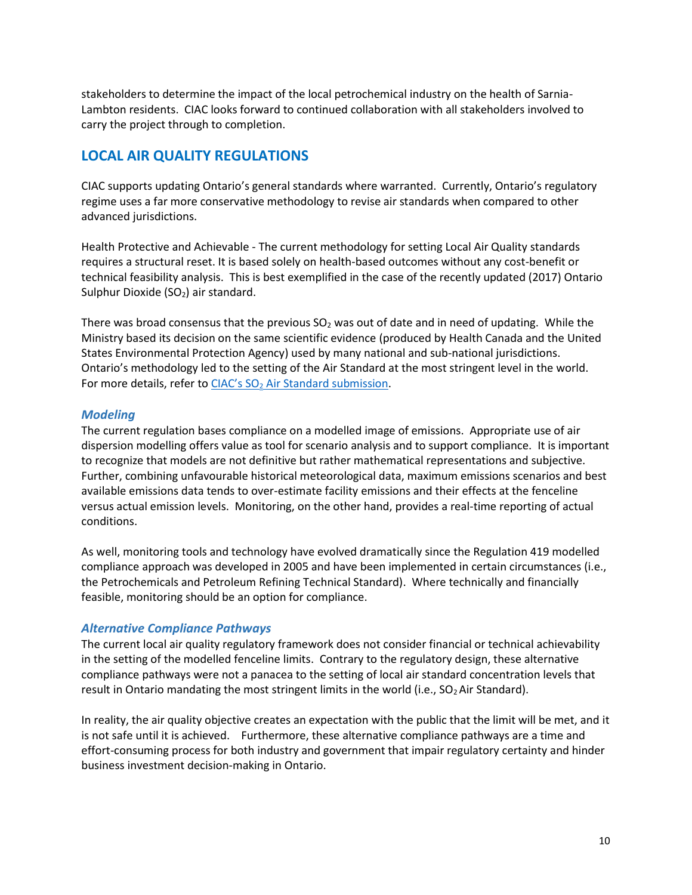stakeholders to determine the impact of the local petrochemical industry on the health of Sarnia-Lambton residents. CIAC looks forward to continued collaboration with all stakeholders involved to carry the project through to completion.

## LOCAL AIR QUALITY REGULATIONS

CIAC supports updating Ontario's general standards where warranted. Currently, Ontario's regulatory regime uses a far more conservative methodology to revise air standards when compared to other advanced jurisdictions.

Health Protective and Achievable - The current methodology for setting Local Air Quality standards requires a structural reset. It is based solely on health-based outcomes without any cost-benefit or technical feasibility analysis. This is best exemplified in the case of the recently updated (2017) Ontario Sulphur Dioxide ($SO_2$) air standard.

There was broad consensus that the previous $SO_2$ was out of date and in need of updating. While the Ministry based its decision on the same scientific evidence (produced by Health Canada and the United States Environmental Protection Agency) used by many national and sub-national jurisdictions. Ontario's methodology led to the setting of the Air Standard at the most stringent level in the world. For more details, refer to [CIAC's $SO_2$ Air Standard submission](#).

### *Modeling*

The current regulation bases compliance on a modelled image of emissions. Appropriate use of air dispersion modelling offers value as tool for scenario analysis and to support compliance. It is important to recognize that models are not definitive but rather mathematical representations and subjective. Further, combining unfavourable historical meteorological data, maximum emissions scenarios and best available emissions data tends to over-estimate facility emissions and their effects at the fenceline versus actual emission levels. Monitoring, on the other hand, provides a real-time reporting of actual conditions.

As well, monitoring tools and technology have evolved dramatically since the Regulation 419 modelled compliance approach was developed in 2005 and have been implemented in certain circumstances (i.e., the Petrochemicals and Petroleum Refining Technical Standard). Where technically and financially feasible, monitoring should be an option for compliance.

### *Alternative Compliance Pathways*

The current local air quality regulatory framework does not consider financial or technical achievability in the setting of the modelled fenceline limits. Contrary to the regulatory design, these alternative compliance pathways were not a panacea to the setting of local air standard concentration levels that result in Ontario mandating the most stringent limits in the world (i.e., $SO_2$ Air Standard).

In reality, the air quality objective creates an expectation with the public that the limit will be met, and it is not safe until it is achieved. Furthermore, these alternative compliance pathways are a time and effort-consuming process for both industry and government that impair regulatory certainty and hinder business investment decision-making in Ontario.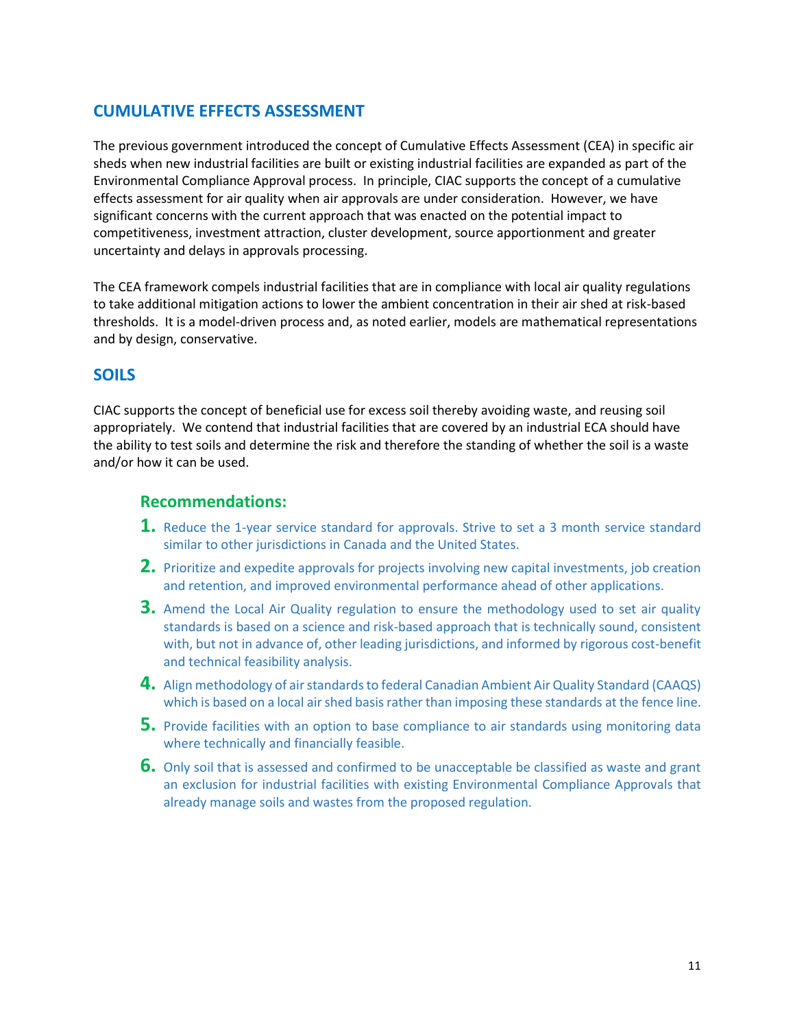## CUMULATIVE EFFECTS ASSESSMENT

The previous government introduced the concept of Cumulative Effects Assessment (CEA) in specific air sheds when new industrial facilities are built or existing industrial facilities are expanded as part of the Environmental Compliance Approval process. In principle, CIAC supports the concept of a cumulative effects assessment for air quality when air approvals are under consideration. However, we have significant concerns with the current approach that was enacted on the potential impact to competitiveness, investment attraction, cluster development, source apportionment and greater uncertainty and delays in approvals processing.

The CEA framework compels industrial facilities that are in compliance with local air quality regulations to take additional mitigation actions to lower the ambient concentration in their air shed at risk-based thresholds. It is a model-driven process and, as noted earlier, models are mathematical representations and by design, conservative.

## SOILS

CIAC supports the concept of beneficial use for excess soil thereby avoiding waste, and reusing soil appropriately. We contend that industrial facilities that are covered by an industrial ECA should have the ability to test soils and determine the risk and therefore the standing of whether the soil is a waste and/or how it can be used.

### Recommendations:

1. Reduce the 1-year service standard for approvals. Strive to set a 3 month service standard similar to other jurisdictions in Canada and the United States.
2. Prioritize and expedite approvals for projects involving new capital investments, job creation and retention, and improved environmental performance ahead of other applications.
3. Amend the Local Air Quality regulation to ensure the methodology used to set air quality standards is based on a science and risk-based approach that is technically sound, consistent with, but not in advance of, other leading jurisdictions, and informed by rigorous cost-benefit and technical feasibility analysis.
4. Align methodology of air standards to federal Canadian Ambient Air Quality Standard (CAAQS) which is based on a local air shed basis rather than imposing these standards at the fence line.
5. Provide facilities with an option to base compliance to air standards using monitoring data where technically and financially feasible.
6. Only soil that is assessed and confirmed to be unacceptable be classified as waste and grant an exclusion for industrial facilities with existing Environmental Compliance Approvals that already manage soils and wastes from the proposed regulation.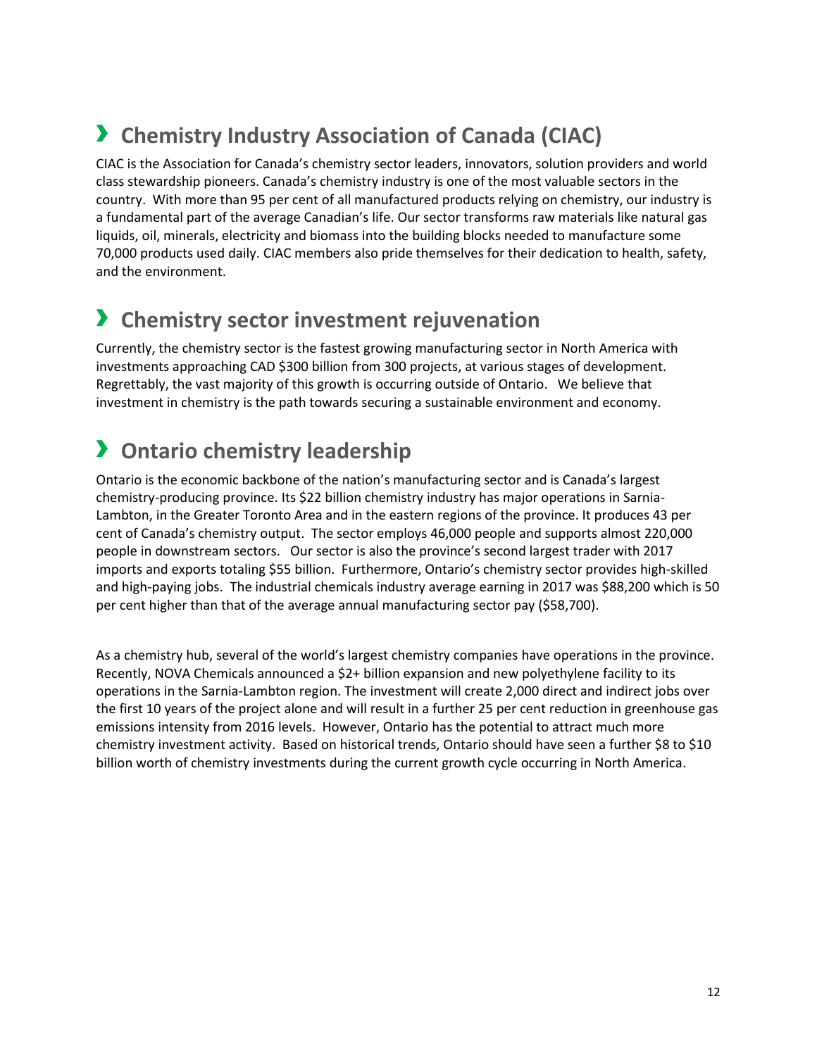## Chemistry Industry Association of Canada (CIAC)

CIAC is the Association for Canada's chemistry sector leaders, innovators, solution providers and world class stewardship pioneers. Canada's chemistry industry is one of the most valuable sectors in the country. With more than 95 per cent of all manufactured products relying on chemistry, our industry is a fundamental part of the average Canadian's life. Our sector transforms raw materials like natural gas liquids, oil, minerals, electricity and biomass into the building blocks needed to manufacture some 70,000 products used daily. CIAC members also pride themselves for their dedication to health, safety, and the environment.

## Chemistry sector investment rejuvenation

Currently, the chemistry sector is the fastest growing manufacturing sector in North America with investments approaching CAD $300 billion from 300 projects, at various stages of development. Regrettably, the vast majority of this growth is occurring outside of Ontario. We believe that investment in chemistry is the path towards securing a sustainable environment and economy.

## Ontario chemistry leadership

Ontario is the economic backbone of the nation's manufacturing sector and is Canada's largest chemistry-producing province. Its $22 billion chemistry industry has major operations in Sarnia-Lambton, in the Greater Toronto Area and in the eastern regions of the province. It produces 43 per cent of Canada's chemistry output. The sector employs 46,000 people and supports almost 220,000 people in downstream sectors. Our sector is also the province's second largest trader with 2017 imports and exports totaling $55 billion. Furthermore, Ontario's chemistry sector provides high-skilled and high-paying jobs. The industrial chemicals industry average earning in 2017 was $88,200 which is 50 per cent higher than that of the average annual manufacturing sector pay ($58,700).

As a chemistry hub, several of the world's largest chemistry companies have operations in the province. Recently, NOVA Chemicals announced a $2+ billion expansion and new polyethylene facility to its operations in the Sarnia-Lambton region. The investment will create 2,000 direct and indirect jobs over the first 10 years of the project alone and will result in a further 25 per cent reduction in greenhouse gas emissions intensity from 2016 levels. However, Ontario has the potential to attract much more chemistry investment activity. Based on historical trends, Ontario should have seen a further $8 to $10 billion worth of chemistry investments during the current growth cycle occurring in North America.